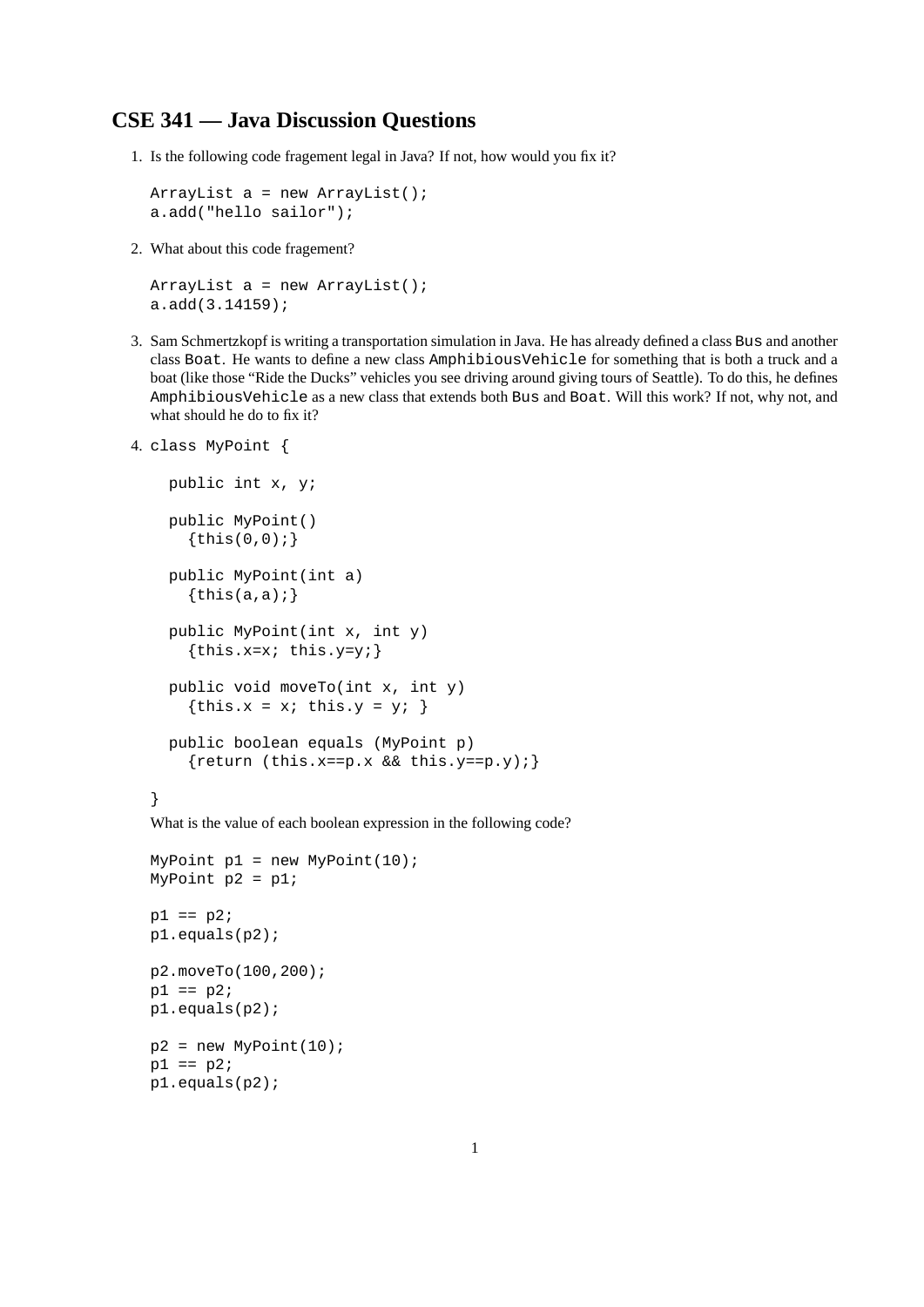# CSE 341 — Java Discussion Questions

1. Is the following code fragement legal in Java? If not, how would you fix it?

   ```
   ArrayList a = new ArrayList();
   a.add("hello sailor");
   ```

2. What about this code fragement?

   ```
   ArrayList a = new ArrayList();
   a.add(3.14159);
   ```

3. Sam Schmertzkopf is writing a transportation simulation in Java. He has already defined a class `Bus` and another class `Boat`. He wants to define a new class `AmphibiousVehicle` for something that is both a truck and a boat (like those "Ride the Ducks" vehicles you see driving around giving tours of Seattle). To do this, he defines `AmphibiousVehicle` as a new class that extends both `Bus` and `Boat`. Will this work? If not, why not, and what should he do to fix it?

4. 
   ```
   class MyPoint {

     public int x, y;

     public MyPoint()
       {this(0,0);}

     public MyPoint(int a)
       {this(a,a);}

     public MyPoint(int x, int y)
       {this.x=x; this.y=y;}

     public void moveTo(int x, int y)
       {this.x = x; this.y = y; }

     public boolean equals (MyPoint p)
       {return (this.x==p.x && this.y==p.y);}

   }
   ```

   What is the value of each boolean expression in the following code?

   ```
   MyPoint p1 = new MyPoint(10);
   MyPoint p2 = p1;

   p1 == p2;
   p1.equals(p2);

   p2.moveTo(100,200);
   p1 == p2;
   p1.equals(p2);

   p2 = new MyPoint(10);
   p1 == p2;
   p1.equals(p2);
   ```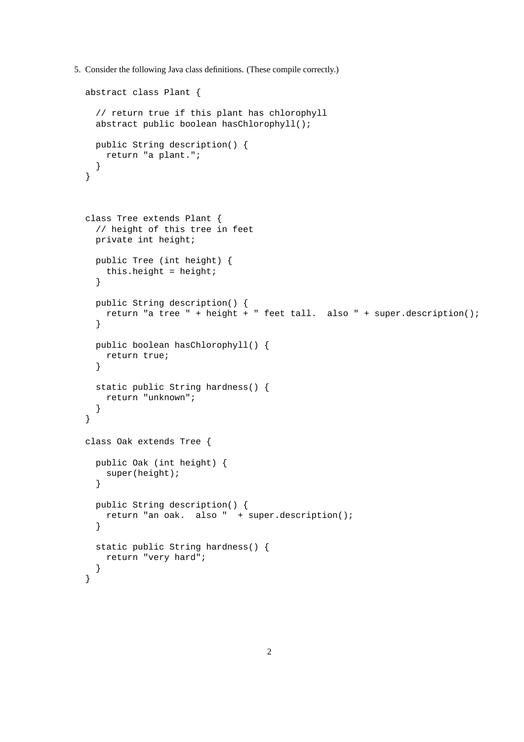5. Consider the following Java class definitions. (These compile correctly.)

```
abstract class Plant {

  // return true if this plant has chlorophyll
  abstract public boolean hasChlorophyll();

  public String description() {
    return "a plant.";
  }
}



class Tree extends Plant {
  // height of this tree in feet
  private int height;

  public Tree (int height) {
    this.height = height;
  }

  public String description() {
    return "a tree " + height + " feet tall.  also " + super.description();
  }

  public boolean hasChlorophyll() {
    return true;
  }

  static public String hardness() {
    return "unknown";
  }
}

class Oak extends Tree {

  public Oak (int height) {
    super(height);
  }

  public String description() {
    return "an oak.  also "  + super.description();
  }

  static public String hardness() {
    return "very hard";
  }
}
```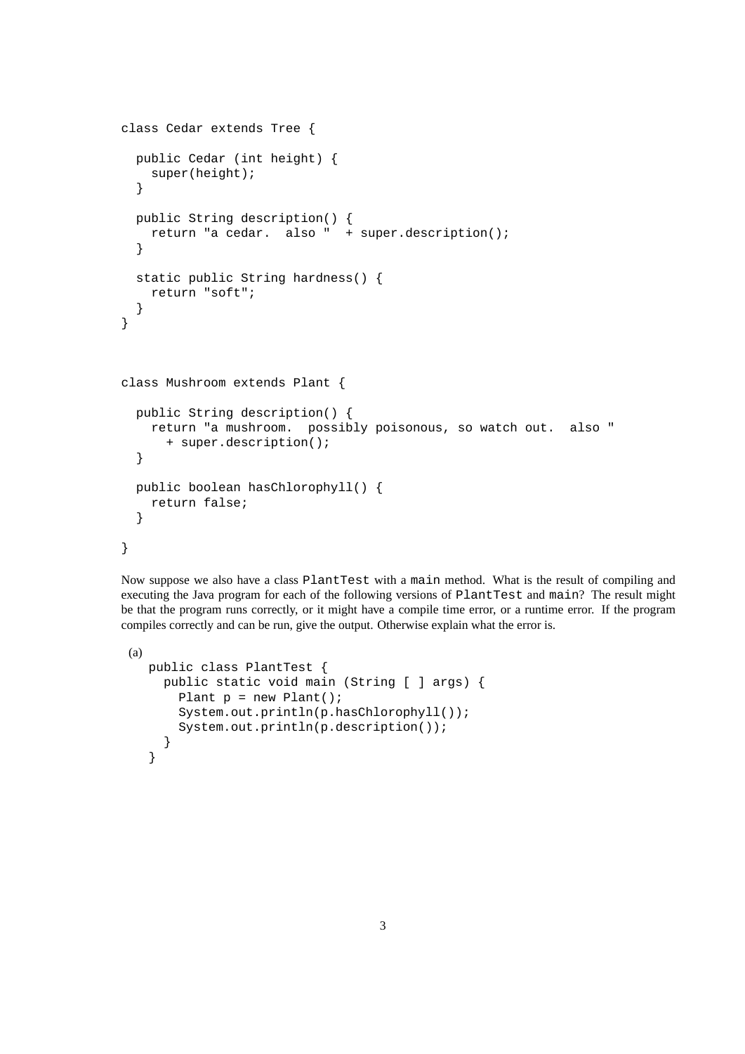```java
class Cedar extends Tree {

  public Cedar (int height) {
    super(height);
  }

  public String description() {
    return "a cedar.  also "  + super.description();
  }

  static public String hardness() {
    return "soft";
  }
}
```

```java
class Mushroom extends Plant {

  public String description() {
    return "a mushroom.  possibly poisonous, so watch out.  also "
      + super.description();
  }

  public boolean hasChlorophyll() {
    return false;
  }

}
```

Now suppose we also have a class `PlantTest` with a `main` method. What is the result of compiling and executing the Java program for each of the following versions of `PlantTest` and `main`? The result might be that the program runs correctly, or it might have a compile time error, or a runtime error. If the program compiles correctly and can be run, give the output. Otherwise explain what the error is.

(a)

```java
public class PlantTest {
  public static void main (String [ ] args) {
    Plant p = new Plant();
    System.out.println(p.hasChlorophyll());
    System.out.println(p.description());
  }
}
```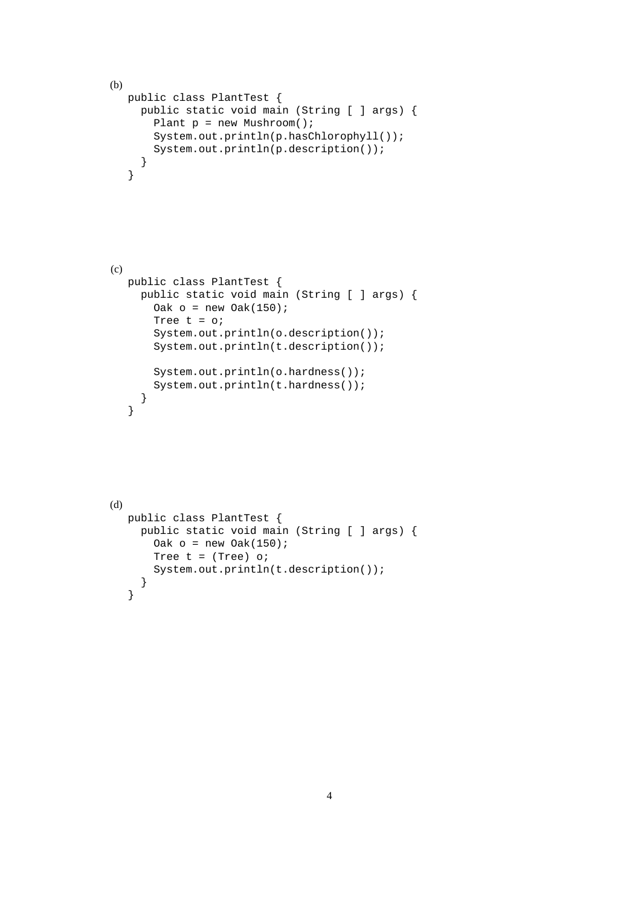(b)

```
public class PlantTest {
  public static void main (String [ ] args) {
    Plant p = new Mushroom();
    System.out.println(p.hasChlorophyll());
    System.out.println(p.description());
  }
}
```

(c)

```
public class PlantTest {
  public static void main (String [ ] args) {
    Oak o = new Oak(150);
    Tree t = o;
    System.out.println(o.description());
    System.out.println(t.description());

    System.out.println(o.hardness());
    System.out.println(t.hardness());
  }
}
```

(d)

```
public class PlantTest {
  public static void main (String [ ] args) {
    Oak o = new Oak(150);
    Tree t = (Tree) o;
    System.out.println(t.description());
  }
}
```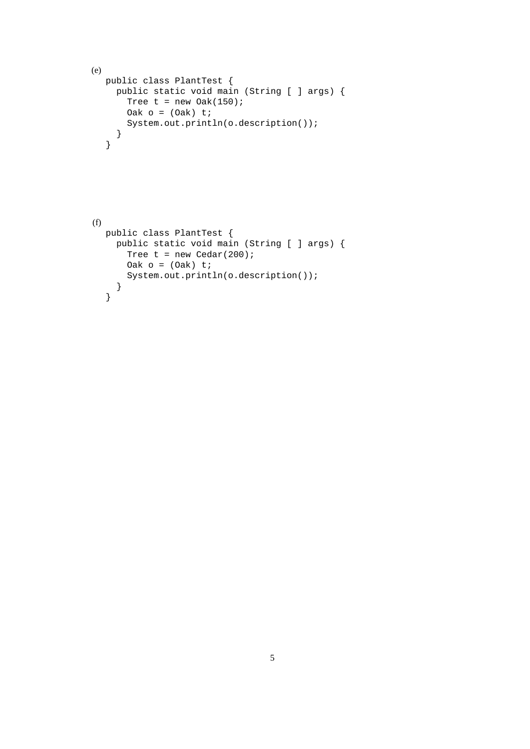(e)

```
public class PlantTest {
  public static void main (String [ ] args) {
    Tree t = new Oak(150);
    Oak o = (Oak) t;
    System.out.println(o.description());
  }
}
```

(f)

```
public class PlantTest {
  public static void main (String [ ] args) {
    Tree t = new Cedar(200);
    Oak o = (Oak) t;
    System.out.println(o.description());
  }
}
```